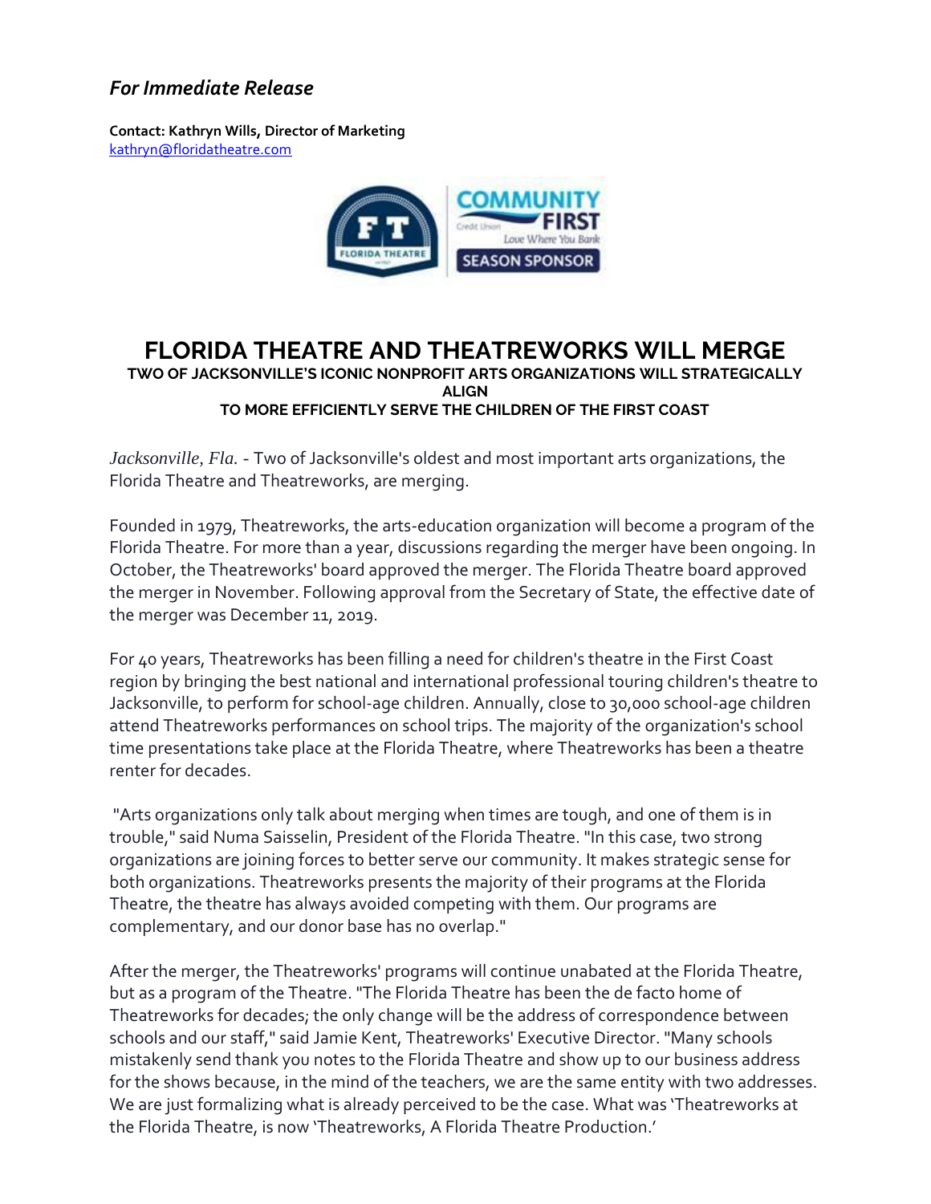*For Immediate Release*

**Contact: Kathryn Wills, Director of Marketing**
kathryn@floridatheatre.com

# FLORIDA THEATRE AND THEATREWORKS WILL MERGE

**TWO OF JACKSONVILLE'S ICONIC NONPROFIT ARTS ORGANIZATIONS WILL STRATEGICALLY ALIGN TO MORE EFFICIENTLY SERVE THE CHILDREN OF THE FIRST COAST**

*Jacksonville, Fla.* - Two of Jacksonville's oldest and most important arts organizations, the Florida Theatre and Theatreworks, are merging.

Founded in 1979, Theatreworks, the arts-education organization will become a program of the Florida Theatre. For more than a year, discussions regarding the merger have been ongoing. In October, the Theatreworks' board approved the merger. The Florida Theatre board approved the merger in November. Following approval from the Secretary of State, the effective date of the merger was December 11, 2019.

For 40 years, Theatreworks has been filling a need for children's theatre in the First Coast region by bringing the best national and international professional touring children's theatre to Jacksonville, to perform for school-age children. Annually, close to 30,000 school-age children attend Theatreworks performances on school trips. The majority of the organization's school time presentations take place at the Florida Theatre, where Theatreworks has been a theatre renter for decades.

"Arts organizations only talk about merging when times are tough, and one of them is in trouble," said Numa Saisselin, President of the Florida Theatre. "In this case, two strong organizations are joining forces to better serve our community. It makes strategic sense for both organizations. Theatreworks presents the majority of their programs at the Florida Theatre, the theatre has always avoided competing with them. Our programs are complementary, and our donor base has no overlap."

After the merger, the Theatreworks' programs will continue unabated at the Florida Theatre, but as a program of the Theatre. "The Florida Theatre has been the de facto home of Theatreworks for decades; the only change will be the address of correspondence between schools and our staff," said Jamie Kent, Theatreworks' Executive Director. "Many schools mistakenly send thank you notes to the Florida Theatre and show up to our business address for the shows because, in the mind of the teachers, we are the same entity with two addresses. We are just formalizing what is already perceived to be the case. What was 'Theatreworks at the Florida Theatre, is now 'Theatreworks, A Florida Theatre Production.'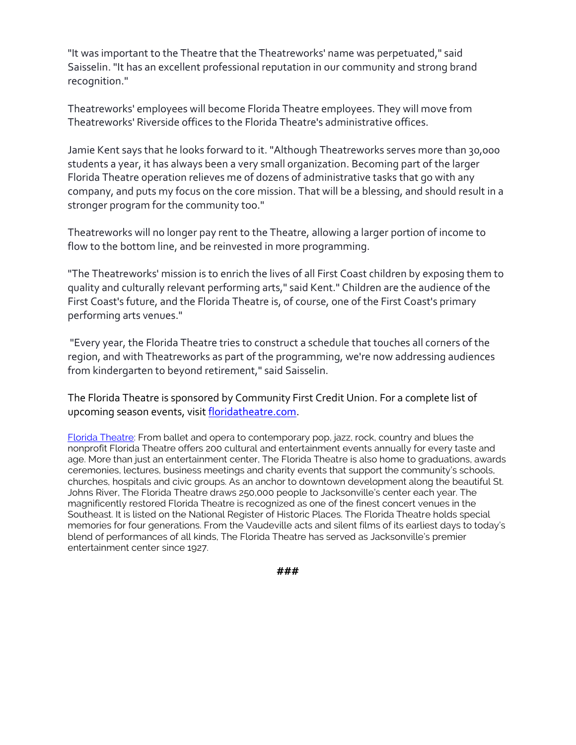"It was important to the Theatre that the Theatreworks' name was perpetuated," said Saisselin. "It has an excellent professional reputation in our community and strong brand recognition."

Theatreworks' employees will become Florida Theatre employees. They will move from Theatreworks' Riverside offices to the Florida Theatre's administrative offices.

Jamie Kent says that he looks forward to it. "Although Theatreworks serves more than 30,000 students a year, it has always been a very small organization. Becoming part of the larger Florida Theatre operation relieves me of dozens of administrative tasks that go with any company, and puts my focus on the core mission. That will be a blessing, and should result in a stronger program for the community too."

Theatreworks will no longer pay rent to the Theatre, allowing a larger portion of income to flow to the bottom line, and be reinvested in more programming.

"The Theatreworks' mission is to enrich the lives of all First Coast children by exposing them to quality and culturally relevant performing arts," said Kent." Children are the audience of the First Coast's future, and the Florida Theatre is, of course, one of the First Coast's primary performing arts venues."

"Every year, the Florida Theatre tries to construct a schedule that touches all corners of the region, and with Theatreworks as part of the programming, we're now addressing audiences from kindergarten to beyond retirement," said Saisselin.

The Florida Theatre is sponsored by Community First Credit Union. For a complete list of upcoming season events, visit [floridatheatre.com](floridatheatre.com).

[Florida Theatre](Florida Theatre): From ballet and opera to contemporary pop, jazz, rock, country and blues the nonprofit Florida Theatre offers 200 cultural and entertainment events annually for every taste and age. More than just an entertainment center, The Florida Theatre is also home to graduations, awards ceremonies, lectures, business meetings and charity events that support the community's schools, churches, hospitals and civic groups. As an anchor to downtown development along the beautiful St. Johns River, The Florida Theatre draws 250,000 people to Jacksonville's center each year. The magnificently restored Florida Theatre is recognized as one of the finest concert venues in the Southeast. It is listed on the National Register of Historic Places. The Florida Theatre holds special memories for four generations. From the Vaudeville acts and silent films of its earliest days to today's blend of performances of all kinds, The Florida Theatre has served as Jacksonville's premier entertainment center since 1927.

###